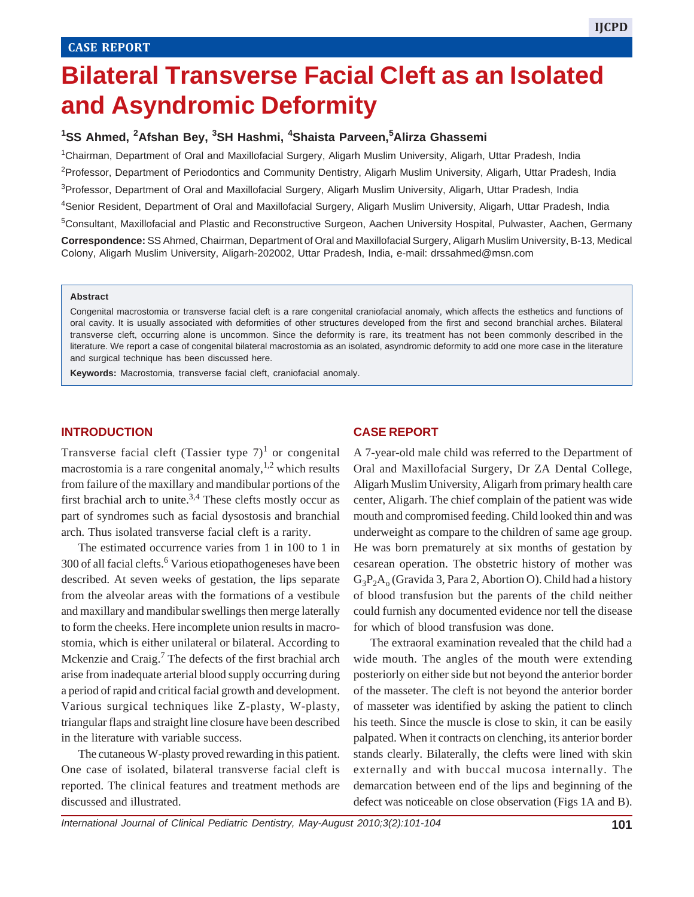CASE REPORT

# Bilateral Transverse Facial Cleft as an Isolated and Asyndromic Deformity

**[1]SS Ahmed, [2]Afshan Bey, [3]SH Hashmi, [4]Shaista Parveen, [5]Alirza Ghassemi**

[1]Chairman, Department of Oral and Maxillofacial Surgery, Aligarh Muslim University, Aligarh, Uttar Pradesh, India

[2]Professor, Department of Periodontics and Community Dentistry, Aligarh Muslim University, Aligarh, Uttar Pradesh, India

[3]Professor, Department of Oral and Maxillofacial Surgery, Aligarh Muslim University, Aligarh, Uttar Pradesh, India

[4]Senior Resident, Department of Oral and Maxillofacial Surgery, Aligarh Muslim University, Aligarh, Uttar Pradesh, India

[5]Consultant, Maxillofacial and Plastic and Reconstructive Surgeon, Aachen University Hospital, Pulwaster, Aachen, Germany

**Correspondence:** SS Ahmed, Chairman, Department of Oral and Maxillofacial Surgery, Aligarh Muslim University, B-13, Medical Colony, Aligarh Muslim University, Aligarh-202002, Uttar Pradesh, India, e-mail: drssahmed@msn.com

**Abstract**

Congenital macrostomia or transverse facial cleft is a rare congenital craniofacial anomaly, which affects the esthetics and functions of oral cavity. It is usually associated with deformities of other structures developed from the first and second branchial arches. Bilateral transverse cleft, occurring alone is uncommon. Since the deformity is rare, its treatment has not been commonly described in the literature. We report a case of congenital bilateral macrostomia as an isolated, asyndromic deformity to add one more case in the literature and surgical technique has been discussed here.

**Keywords:** Macrostomia, transverse facial cleft, craniofacial anomaly.

## INTRODUCTION

Transverse facial cleft (Tassier type 7)[1] or congenital macrostomia is a rare congenital anomaly,[1,2] which results from failure of the maxillary and mandibular portions of the first brachial arch to unite.[3,4] These clefts mostly occur as part of syndromes such as facial dysostosis and branchial arch. Thus isolated transverse facial cleft is a rarity.

The estimated occurrence varies from 1 in 100 to 1 in 300 of all facial clefts.[6] Various etiopathogeneses have been described. At seven weeks of gestation, the lips separate from the alveolar areas with the formations of a vestibule and maxillary and mandibular swellings then merge laterally to form the cheeks. Here incomplete union results in macrostomia, which is either unilateral or bilateral. According to Mckenzie and Craig.[7] The defects of the first brachial arch arise from inadequate arterial blood supply occurring during a period of rapid and critical facial growth and development. Various surgical techniques like Z-plasty, W-plasty, triangular flaps and straight line closure have been described in the literature with variable success.

The cutaneous W-plasty proved rewarding in this patient. One case of isolated, bilateral transverse facial cleft is reported. The clinical features and treatment methods are discussed and illustrated.

## CASE REPORT

A 7-year-old male child was referred to the Department of Oral and Maxillofacial Surgery, Dr ZA Dental College, Aligarh Muslim University, Aligarh from primary health care center, Aligarh. The chief complain of the patient was wide mouth and compromised feeding. Child looked thin and was underweight as compare to the children of same age group. He was born prematurely at six months of gestation by cesarean operation. The obstetric history of mother was $G_3P_2A_o$ (Gravida 3, Para 2, Abortion O). Child had a history of blood transfusion but the parents of the child neither could furnish any documented evidence nor tell the disease for which of blood transfusion was done.

The extraoral examination revealed that the child had a wide mouth. The angles of the mouth were extending posteriorly on either side but not beyond the anterior border of the masseter. The cleft is not beyond the anterior border of masseter was identified by asking the patient to clinch his teeth. Since the muscle is close to skin, it can be easily palpated. When it contracts on clenching, its anterior border stands clearly. Bilaterally, the clefts were lined with skin externally and with buccal mucosa internally. The demarcation between end of the lips and beginning of the defect was noticeable on close observation (Figs 1A and B).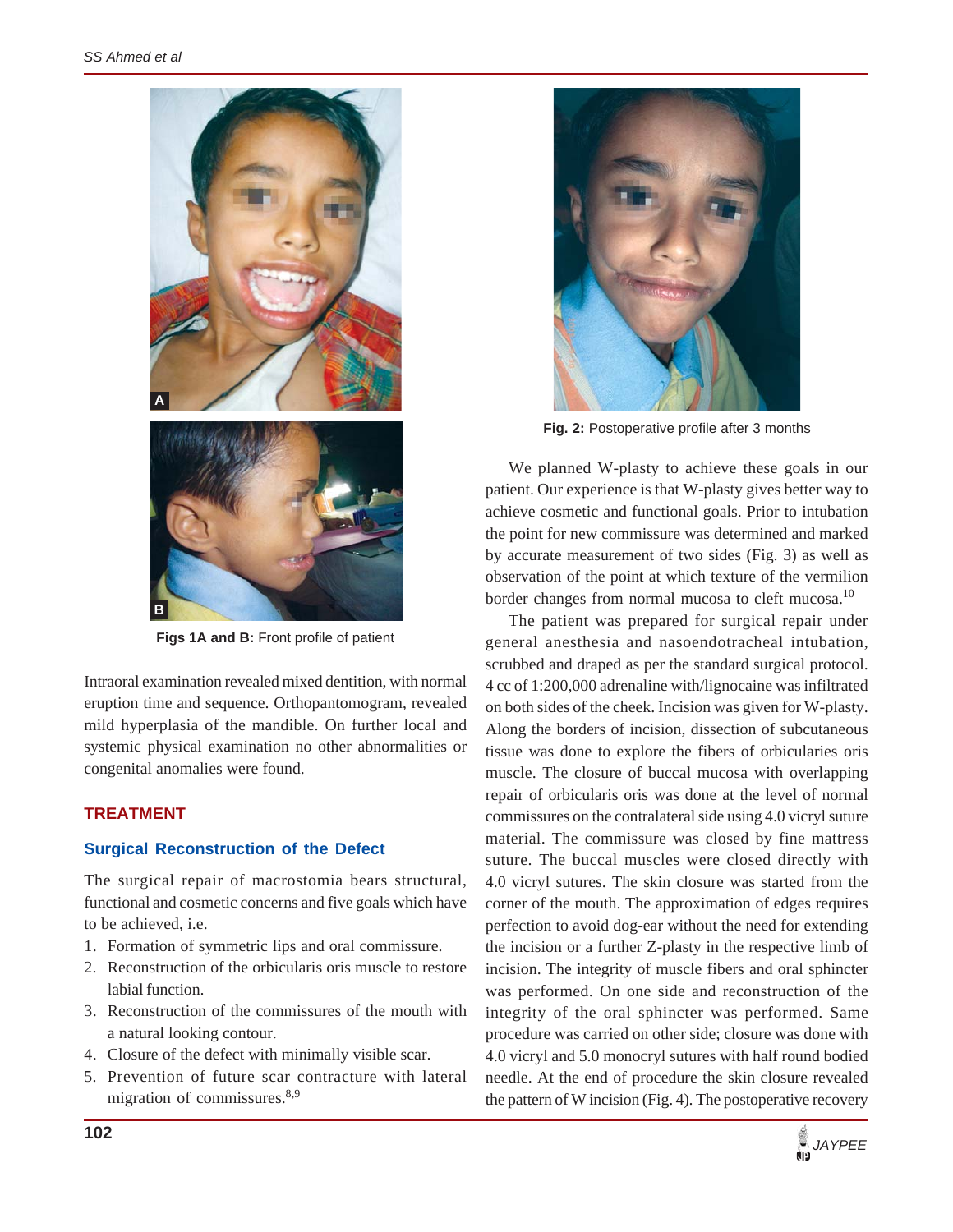Figs 1A and B: Front profile of patient

Intraoral examination revealed mixed dentition, with normal eruption time and sequence. Orthopantomogram, revealed mild hyperplasia of the mandible. On further local and systemic physical examination no other abnormalities or congenital anomalies were found.

## TREATMENT

### Surgical Reconstruction of the Defect

The surgical repair of macrostomia bears structural, functional and cosmetic concerns and five goals which have to be achieved, i.e.

1. Formation of symmetric lips and oral commissure.
2. Reconstruction of the orbicularis oris muscle to restore labial function.
3. Reconstruction of the commissures of the mouth with a natural looking contour.
4. Closure of the defect with minimally visible scar.
5. Prevention of future scar contracture with lateral migration of commissures.[8,9]

**Fig. 2:** Postoperative profile after 3 months

We planned W-plasty to achieve these goals in our patient. Our experience is that W-plasty gives better way to achieve cosmetic and functional goals. Prior to intubation the point for new commissure was determined and marked by accurate measurement of two sides (Fig. 3) as well as observation of the point at which texture of the vermilion border changes from normal mucosa to cleft mucosa.[10]

The patient was prepared for surgical repair under general anesthesia and nasoendotracheal intubation, scrubbed and draped as per the standard surgical protocol. 4 cc of 1:200,000 adrenaline with/lignocaine was infiltrated on both sides of the cheek. Incision was given for W-plasty. Along the borders of incision, dissection of subcutaneous tissue was done to explore the fibers of orbiculares oris muscle. The closure of buccal mucosa with overlapping repair of orbicularis oris was done at the level of normal commissures on the contralateral side using 4.0 vicryl suture material. The commissure was closed by fine mattress suture. The buccal muscles were closed directly with 4.0 vicryl sutures. The skin closure was started from the corner of the mouth. The approximation of edges requires perfection to avoid dog-ear without the need for extending the incision or a further Z-plasty in the respective limb of incision. The integrity of muscle fibers and oral sphincter was performed. On one side and reconstruction of the integrity of the oral sphincter was performed. Same procedure was carried on other side; closure was done with 4.0 vicryl and 5.0 monocryl sutures with half round bodied needle. At the end of procedure the skin closure revealed the pattern of W incision (Fig. 4). The postoperative recovery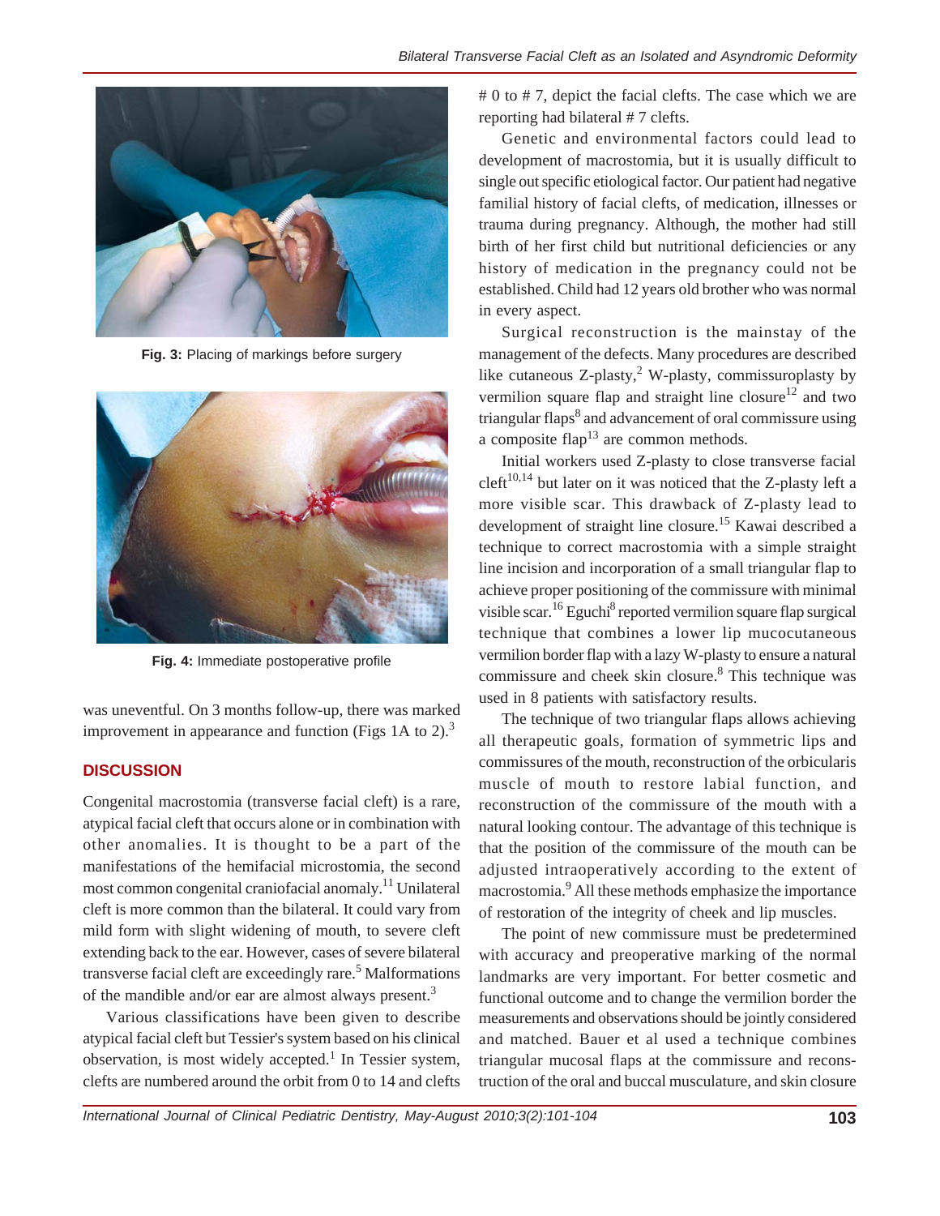Fig. 3: Placing of markings before surgery

Fig. 4: Immediate postoperative profile

was uneventful. On 3 months follow-up, there was marked improvement in appearance and function (Figs 1A to 2).[3]

## DISCUSSION

Congenital macrostomia (transverse facial cleft) is a rare, atypical facial cleft that occurs alone or in combination with other anomalies. It is thought to be a part of the manifestations of the hemifacial microstomia, the second most common congenital craniofacial anomaly.[11] Unilateral cleft is more common than the bilateral. It could vary from mild form with slight widening of mouth, to severe cleft extending back to the ear. However, cases of severe bilateral transverse facial cleft are exceedingly rare.[5] Malformations of the mandible and/or ear are almost always present.[3]

Various classifications have been given to describe atypical facial cleft but Tessier's system based on his clinical observation, is most widely accepted.[1] In Tessier system, clefts are numbered around the orbit from 0 to 14 and clefts # 0 to # 7, depict the facial clefts. The case which we are reporting had bilateral # 7 clefts.

Genetic and environmental factors could lead to development of macrostomia, but it is usually difficult to single out specific etiological factor. Our patient had negative familial history of facial clefts, of medication, illnesses or trauma during pregnancy. Although, the mother had still birth of her first child but nutritional deficiencies or any history of medication in the pregnancy could not be established. Child had 12 years old brother who was normal in every aspect.

Surgical reconstruction is the mainstay of the management of the defects. Many procedures are described like cutaneous Z-plasty,[2] W-plasty, commissuroplasty by vermilion square flap and straight line closure[12] and two triangular flaps[8] and advancement of oral commissure using a composite flap[13] are common methods.

Initial workers used Z-plasty to close transverse facial cleft[10,14] but later on it was noticed that the Z-plasty left a more visible scar. This drawback of Z-plasty lead to development of straight line closure.[15] Kawai described a technique to correct macrostomia with a simple straight line incision and incorporation of a small triangular flap to achieve proper positioning of the commissure with minimal visible scar.[16] Eguchi[8] reported vermilion square flap surgical technique that combines a lower lip mucocutaneous vermilion border flap with a lazy W-plasty to ensure a natural commissure and cheek skin closure.[8] This technique was used in 8 patients with satisfactory results.

The technique of two triangular flaps allows achieving all therapeutic goals, formation of symmetric lips and commissures of the mouth, reconstruction of the orbicularis muscle of mouth to restore labial function, and reconstruction of the commissure of the mouth with a natural looking contour. The advantage of this technique is that the position of the commissure of the mouth can be adjusted intraoperatively according to the extent of macrostomia.[9] All these methods emphasize the importance of restoration of the integrity of cheek and lip muscles.

The point of new commissure must be predetermined with accuracy and preoperative marking of the normal landmarks are very important. For better cosmetic and functional outcome and to change the vermilion border the measurements and observations should be jointly considered and matched. Bauer et al used a technique combines triangular mucosal flaps at the commissure and reconstruction of the oral and buccal musculature, and skin closure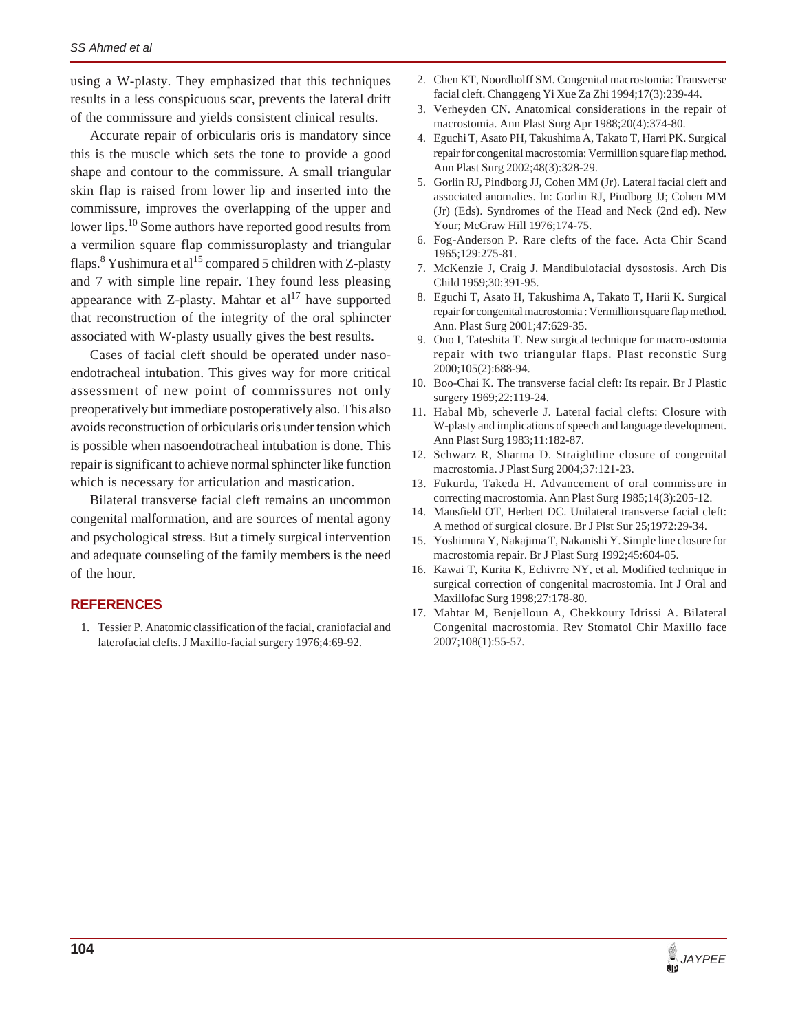using a W-plasty. They emphasized that this techniques results in a less conspicuous scar, prevents the lateral drift of the commissure and yields consistent clinical results.

Accurate repair of orbicularis oris is mandatory since this is the muscle which sets the tone to provide a good shape and contour to the commissure. A small triangular skin flap is raised from lower lip and inserted into the commissure, improves the overlapping of the upper and lower lips.[10] Some authors have reported good results from a vermilion square flap commissuroplasty and triangular flaps.[8] Yushimura et al[15] compared 5 children with Z-plasty and 7 with simple line repair. They found less pleasing appearance with Z-plasty. Mahtar et al[17] have supported that reconstruction of the integrity of the oral sphincter associated with W-plasty usually gives the best results.

Cases of facial cleft should be operated under naso-endotracheal intubation. This gives way for more critical assessment of new point of commissures not only preoperatively but immediate postoperatively also. This also avoids reconstruction of orbicularis oris under tension which is possible when nasoendotracheal intubation is done. This repair is significant to achieve normal sphincter like function which is necessary for articulation and mastication.

Bilateral transverse facial cleft remains an uncommon congenital malformation, and are sources of mental agony and psychological stress. But a timely surgical intervention and adequate counseling of the family members is the need of the hour.

## REFERENCES

1. Tessier P. Anatomic classification of the facial, craniofacial and laterofacial clefts. J Maxillo-facial surgery 1976;4:69-92.
2. Chen KT, Noordholff SM. Congenital macrostomia: Transverse facial cleft. Changgeng Yi Xue Za Zhi 1994;17(3):239-44.
3. Verheyden CN. Anatomical considerations in the repair of macrostomia. Ann Plast Surg Apr 1988;20(4):374-80.
4. Eguchi T, Asato PH, Takushima A, Takato T, Harri PK. Surgical repair for congenital macrostomia: Vermillion square flap method. Ann Plast Surg 2002;48(3):328-29.
5. Gorlin RJ, Pindborg JJ, Cohen MM (Jr). Lateral facial cleft and associated anomalies. In: Gorlin RJ, Pindborg JJ; Cohen MM (Jr) (Eds). Syndromes of the Head and Neck (2nd ed). New Your; McGraw Hill 1976;174-75.
6. Fog-Anderson P. Rare clefts of the face. Acta Chir Scand 1965;129:275-81.
7. McKenzie J, Craig J. Mandibulofacial dysostosis. Arch Dis Child 1959;30:391-95.
8. Eguchi T, Asato H, Takushima A, Takato T, Harii K. Surgical repair for congenital macrostomia : Vermillion square flap method. Ann. Plast Surg 2001;47:629-35.
9. Ono I, Tateshita T. New surgical technique for macro-ostomia repair with two triangular flaps. Plast reconstic Surg 2000;105(2):688-94.
10. Boo-Chai K. The transverse facial cleft: Its repair. Br J Plastic surgery 1969;22:119-24.
11. Habal Mb, scheverle J. Lateral facial clefts: Closure with W-plasty and implications of speech and language development. Ann Plast Surg 1983;11:182-87.
12. Schwarz R, Sharma D. Straightline closure of congenital macrostomia. J Plast Surg 2004;37:121-23.
13. Fukurda, Takeda H. Advancement of oral commissure in correcting macrostomia. Ann Plast Surg 1985;14(3):205-12.
14. Mansfield OT, Herbert DC. Unilateral transverse facial cleft: A method of surgical closure. Br J Plst Sur 25;1972:29-34.
15. Yoshimura Y, Nakajima T, Nakanishi Y. Simple line closure for macrostomia repair. Br J Plast Surg 1992;45:604-05.
16. Kawai T, Kurita K, Echivrre NY, et al. Modified technique in surgical correction of congenital macrostomia. Int J Oral and Maxillofac Surg 1998;27:178-80.
17. Mahtar M, Benjelloun A, Chekkoury Idrissi A. Bilateral Congenital macrostomia. Rev Stomatol Chir Maxillo face 2007;108(1):55-57.